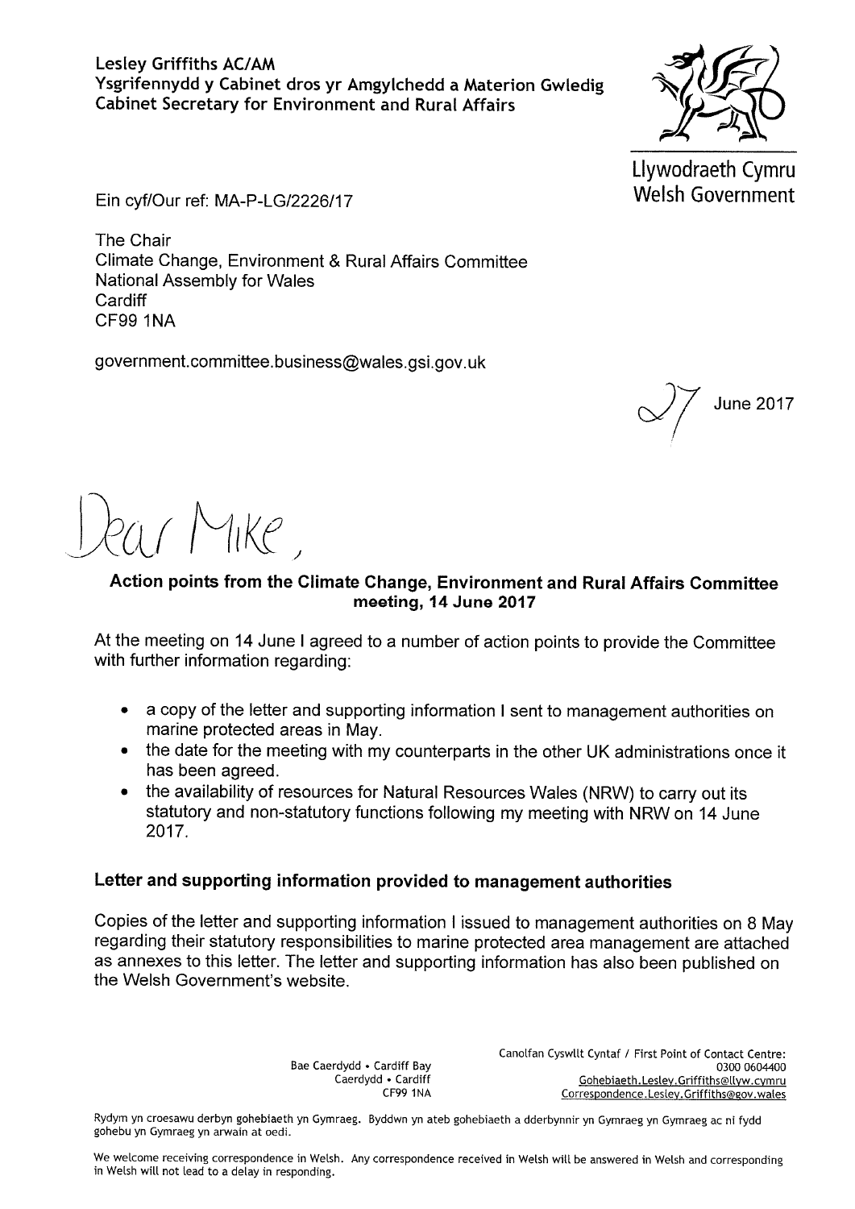**Lesley Griffiths AC/AM**
**Ysgrifennydd y Cabinet dros yr Amgylchedd a Materion Gwledig**
**Cabinet Secretary for Environment and Rural Affairs**

Llywodraeth Cymru
Welsh Government

Ein cyf/Our ref: MA-P-LG/2226/17

The Chair
Climate Change, Environment & Rural Affairs Committee
National Assembly for Wales
Cardiff
CF99 1NA

government.committee.business@wales.gsi.gov.uk

27 June 2017

Dear Mike,

**Action points from the Climate Change, Environment and Rural Affairs Committee meeting, 14 June 2017**

At the meeting on 14 June I agreed to a number of action points to provide the Committee with further information regarding:

- a copy of the letter and supporting information I sent to management authorities on marine protected areas in May.
- the date for the meeting with my counterparts in the other UK administrations once it has been agreed.
- the availability of resources for Natural Resources Wales (NRW) to carry out its statutory and non-statutory functions following my meeting with NRW on 14 June 2017.

## Letter and supporting information provided to management authorities

Copies of the letter and supporting information I issued to management authorities on 8 May regarding their statutory responsibilities to marine protected area management are attached as annexes to this letter. The letter and supporting information has also been published on the Welsh Government's website.

Bae Caerdydd • Cardiff Bay
Caerdydd • Cardiff
CF99 1NA

Canolfan Cyswllt Cyntaf / First Point of Contact Centre:
0300 0604400
Gohebiaeth.Lesley.Griffiths@llyw.cymru
Correspondence.Lesley.Griffiths@gov.wales

Rydym yn croesawu derbyn gohebiaeth yn Gymraeg. Byddwn yn ateb gohebiaeth a dderbynnir yn Gymraeg yn Gymraeg ac ni fydd gohebu yn Gymraeg yn arwain at oedi.

We welcome receiving correspondence in Welsh. Any correspondence received in Welsh will be answered in Welsh and corresponding in Welsh will not lead to a delay in responding.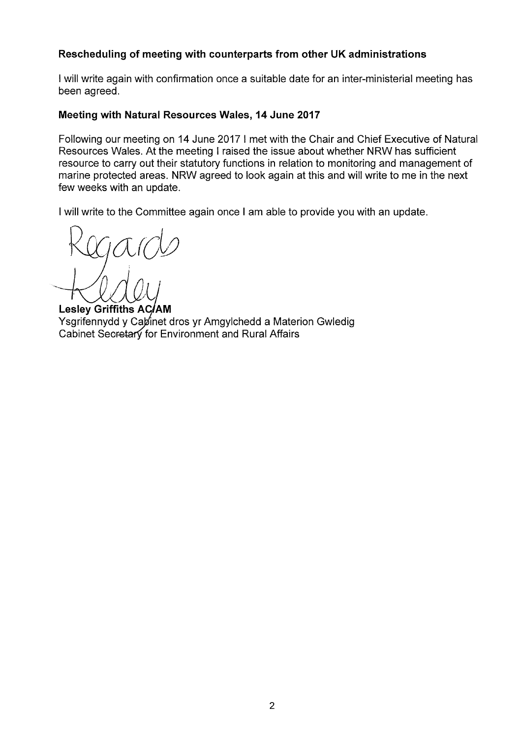**Rescheduling of meeting with counterparts from other UK administrations**

I will write again with confirmation once a suitable date for an inter-ministerial meeting has been agreed.

**Meeting with Natural Resources Wales, 14 June 2017**

Following our meeting on 14 June 2017 I met with the Chair and Chief Executive of Natural Resources Wales. At the meeting I raised the issue about whether NRW has sufficient resource to carry out their statutory functions in relation to monitoring and management of marine protected areas. NRW agreed to look again at this and will write to me in the next few weeks with an update.

I will write to the Committee again once I am able to provide you with an update.

Regards

Lesley

**Lesley Griffiths AC/AM**
Ysgrifennydd y Cabinet dros yr Amgylchedd a Materion Gwledig
Cabinet Secretary for Environment and Rural Affairs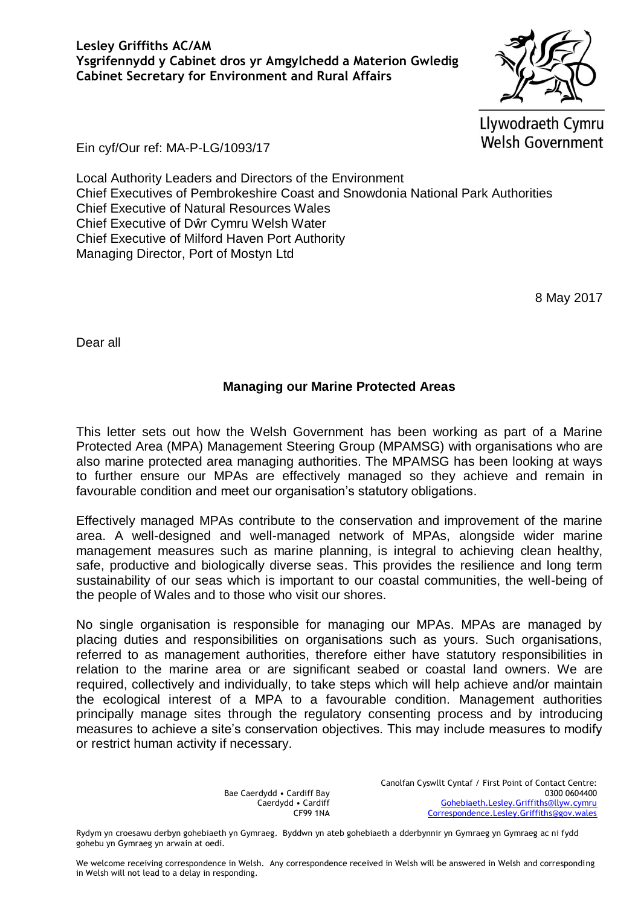**Lesley Griffiths AC/AM**
**Ysgrifennydd y Cabinet dros yr Amgylchedd a Materion Gwledig**
**Cabinet Secretary for Environment and Rural Affairs**

Llywodraeth Cymru
Welsh Government

Ein cyf/Our ref: MA-P-LG/1093/17

Local Authority Leaders and Directors of the Environment
Chief Executives of Pembrokeshire Coast and Snowdonia National Park Authorities
Chief Executive of Natural Resources Wales
Chief Executive of Dŵr Cymru Welsh Water
Chief Executive of Milford Haven Port Authority
Managing Director, Port of Mostyn Ltd

8 May 2017

Dear all

**Managing our Marine Protected Areas**

This letter sets out how the Welsh Government has been working as part of a Marine Protected Area (MPA) Management Steering Group (MPAMSG) with organisations who are also marine protected area managing authorities. The MPAMSG has been looking at ways to further ensure our MPAs are effectively managed so they achieve and remain in favourable condition and meet our organisation's statutory obligations.

Effectively managed MPAs contribute to the conservation and improvement of the marine area. A well-designed and well-managed network of MPAs, alongside wider marine management measures such as marine planning, is integral to achieving clean healthy, safe, productive and biologically diverse seas. This provides the resilience and long term sustainability of our seas which is important to our coastal communities, the well-being of the people of Wales and to those who visit our shores.

No single organisation is responsible for managing our MPAs. MPAs are managed by placing duties and responsibilities on organisations such as yours. Such organisations, referred to as management authorities, therefore either have statutory responsibilities in relation to the marine area or are significant seabed or coastal land owners. We are required, collectively and individually, to take steps which will help achieve and/or maintain the ecological interest of a MPA to a favourable condition. Management authorities principally manage sites through the regulatory consenting process and by introducing measures to achieve a site's conservation objectives. This may include measures to modify or restrict human activity if necessary.

Bae Caerdydd • Cardiff Bay
Caerdydd • Cardiff
CF99 1NA

Canolfan Cyswllt Cyntaf / First Point of Contact Centre:
0300 0604400
Gohebiaeth.Lesley.Griffiths@llyw.cymru
Correspondence.Lesley.Griffiths@gov.wales

Rydym yn croesawu derbyn gohebiaeth yn Gymraeg. Byddwn yn ateb gohebiaeth a dderbynnir yn Gymraeg yn Gymraeg ac ni fydd gohebu yn Gymraeg yn arwain at oedi.

We welcome receiving correspondence in Welsh. Any correspondence received in Welsh will be answered in Welsh and corresponding in Welsh will not lead to a delay in responding.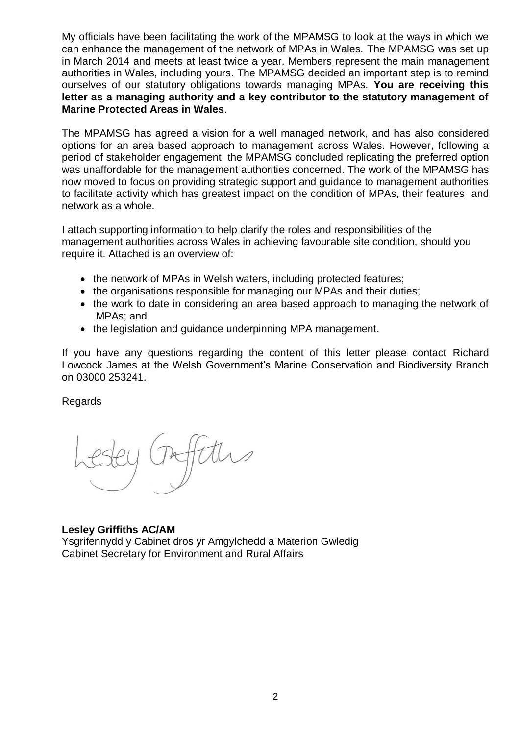My officials have been facilitating the work of the MPAMSG to look at the ways in which we can enhance the management of the network of MPAs in Wales. The MPAMSG was set up in March 2014 and meets at least twice a year. Members represent the main management authorities in Wales, including yours. The MPAMSG decided an important step is to remind ourselves of our statutory obligations towards managing MPAs. **You are receiving this letter as a managing authority and a key contributor to the statutory management of Marine Protected Areas in Wales**.

The MPAMSG has agreed a vision for a well managed network, and has also considered options for an area based approach to management across Wales. However, following a period of stakeholder engagement, the MPAMSG concluded replicating the preferred option was unaffordable for the management authorities concerned. The work of the MPAMSG has now moved to focus on providing strategic support and guidance to management authorities to facilitate activity which has greatest impact on the condition of MPAs, their features and network as a whole.

I attach supporting information to help clarify the roles and responsibilities of the management authorities across Wales in achieving favourable site condition, should you require it. Attached is an overview of:

- the network of MPAs in Welsh waters, including protected features;
- the organisations responsible for managing our MPAs and their duties;
- the work to date in considering an area based approach to managing the network of MPAs; and
- the legislation and guidance underpinning MPA management.

If you have any questions regarding the content of this letter please contact Richard Lowcock James at the Welsh Government's Marine Conservation and Biodiversity Branch on 03000 253241.

Regards

Lesley Griffiths

**Lesley Griffiths AC/AM**
Ysgrifennydd y Cabinet dros yr Amgylchedd a Materion Gwledig
Cabinet Secretary for Environment and Rural Affairs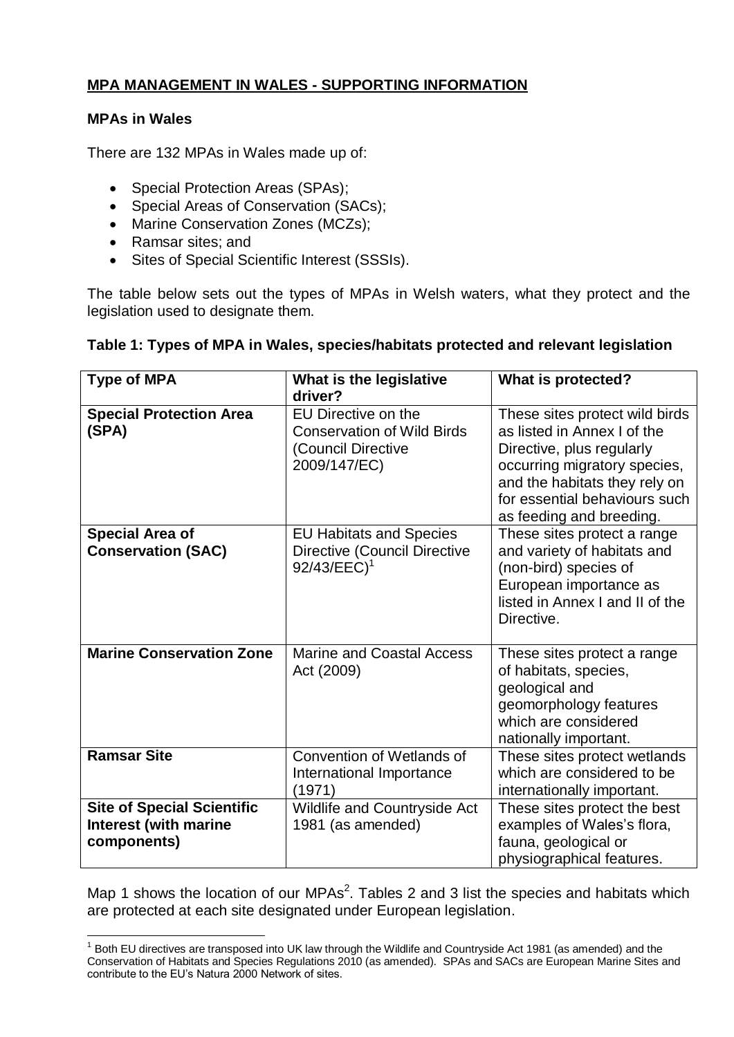**MPA MANAGEMENT IN WALES - SUPPORTING INFORMATION**

**MPAs in Wales**

There are 132 MPAs in Wales made up of:

- Special Protection Areas (SPAs);
- Special Areas of Conservation (SACs);
- Marine Conservation Zones (MCZs);
- Ramsar sites; and
- Sites of Special Scientific Interest (SSSIs).

The table below sets out the types of MPAs in Welsh waters, what they protect and the legislation used to designate them.

**Table 1: Types of MPA in Wales, species/habitats protected and relevant legislation**

| Type of MPA | What is the legislative driver? | What is protected? |
|---|---|---|
| **Special Protection Area (SPA)** | EU Directive on the Conservation of Wild Birds (Council Directive 2009/147/EC) | These sites protect wild birds as listed in Annex I of the Directive, plus regularly occurring migratory species, and the habitats they rely on for essential behaviours such as feeding and breeding. |
| **Special Area of Conservation (SAC)** | EU Habitats and Species Directive (Council Directive 92/43/EEC)[1] | These sites protect a range and variety of habitats and (non-bird) species of European importance as listed in Annex I and II of the Directive. |
| **Marine Conservation Zone** | Marine and Coastal Access Act (2009) | These sites protect a range of habitats, species, geological and geomorphology features which are considered nationally important. |
| **Ramsar Site** | Convention of Wetlands of International Importance (1971) | These sites protect wetlands which are considered to be internationally important. |
| **Site of Special Scientific Interest (with marine components)** | Wildlife and Countryside Act 1981 (as amended) | These sites protect the best examples of Wales's flora, fauna, geological or physiographical features. |

Map 1 shows the location of our MPAs[2]. Tables 2 and 3 list the species and habitats which are protected at each site designated under European legislation.

[1] Both EU directives are transposed into UK law through the Wildlife and Countryside Act 1981 (as amended) and the Conservation of Habitats and Species Regulations 2010 (as amended). SPAs and SACs are European Marine Sites and contribute to the EU's Natura 2000 Network of sites.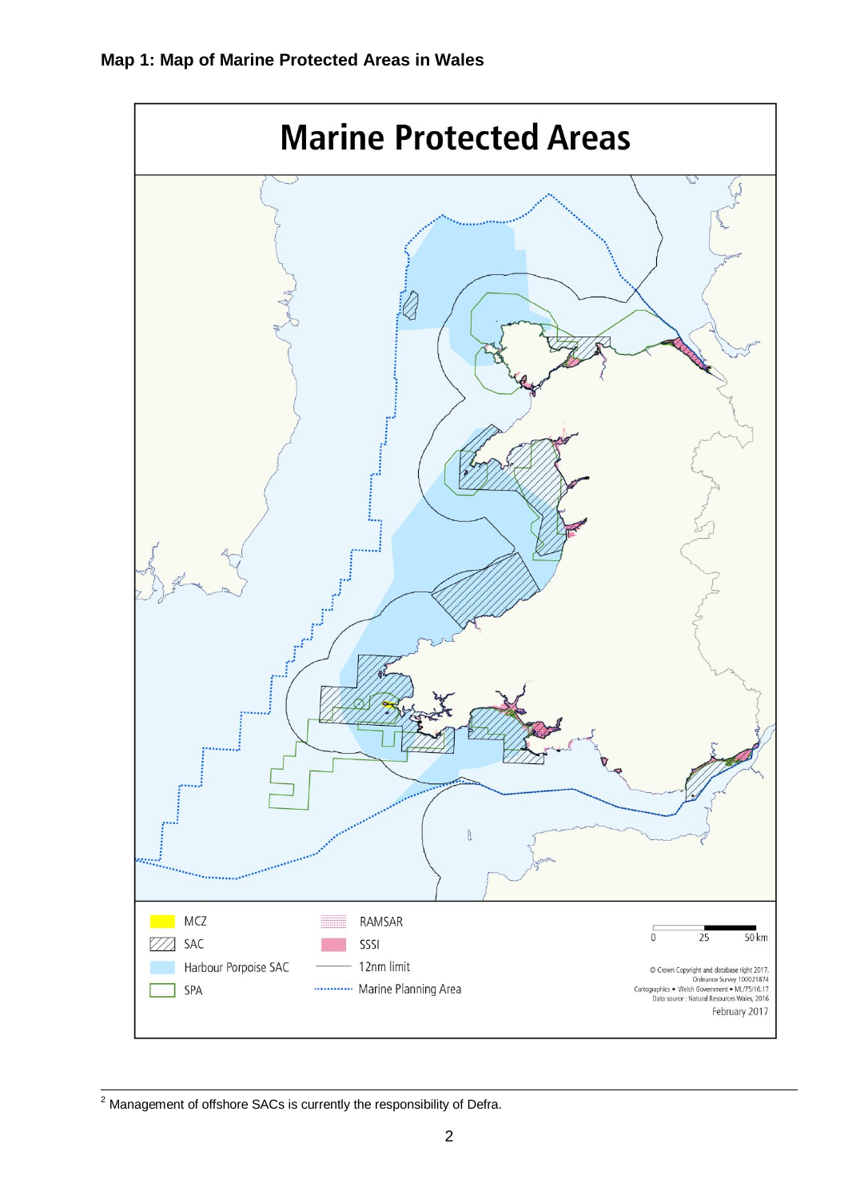**Map 1: Map of Marine Protected Areas in Wales**

# Marine Protected Areas

MCZ
SAC
Harbour Porpoise SAC
SPA
RAMSAR
SSSI
12nm limit
Marine Planning Area

0 25 50 km

© Crown Copyright and database right 2017. Ordnance Survey 100021874
Cartographics • Welsh Government • ML/75/16.17
Data source : Natural Resources Wales, 2016
February 2017

[2] Management of offshore SACs is currently the responsibility of Defra.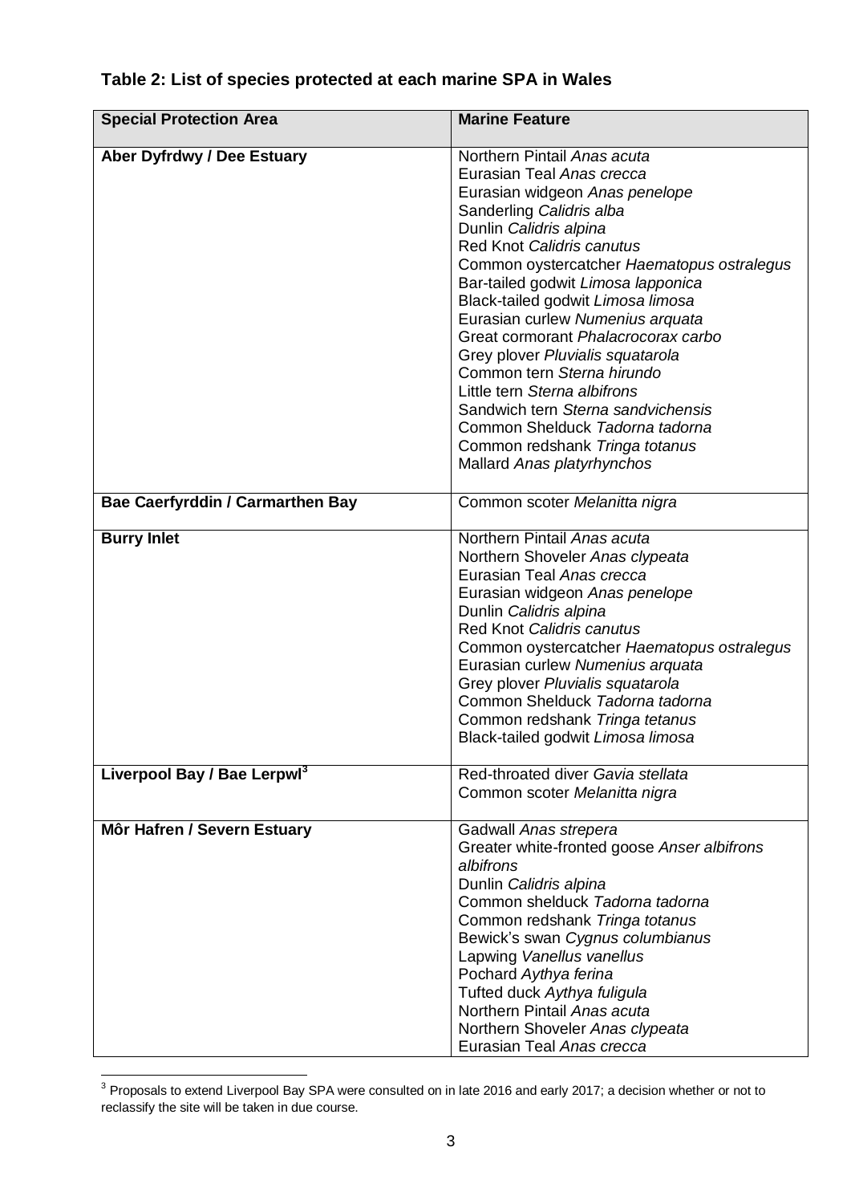**Table 2: List of species protected at each marine SPA in Wales**

| Special Protection Area | Marine Feature |
|---|---|
| **Aber Dyfrdwy / Dee Estuary** | Northern Pintail *Anas acuta*<br>Eurasian Teal *Anas crecca*<br>Eurasian widgeon *Anas penelope*<br>Sanderling *Calidris alba*<br>Dunlin *Calidris alpina*<br>Red Knot *Calidris canutus*<br>Common oystercatcher *Haematopus ostralegus*<br>Bar-tailed godwit *Limosa lapponica*<br>Black-tailed godwit *Limosa limosa*<br>Eurasian curlew *Numenius arquata*<br>Great cormorant *Phalacrocorax carbo*<br>Grey plover *Pluvialis squatarola*<br>Common tern *Sterna hirundo*<br>Little tern *Sterna albifrons*<br>Sandwich tern *Sterna sandvichensis*<br>Common Shelduck *Tadorna tadorna*<br>Common redshank *Tringa totanus*<br>Mallard *Anas platyrhynchos* |
| **Bae Caerfyrddin / Carmarthen Bay** | Common scoter *Melanitta nigra* |
| **Burry Inlet** | Northern Pintail *Anas acuta*<br>Northern Shoveler *Anas clypeata*<br>Eurasian Teal *Anas crecca*<br>Eurasian widgeon *Anas penelope*<br>Dunlin *Calidris alpina*<br>Red Knot *Calidris canutus*<br>Common oystercatcher *Haematopus ostralegus*<br>Eurasian curlew *Numenius arquata*<br>Grey plover *Pluvialis squatarola*<br>Common Shelduck *Tadorna tadorna*<br>Common redshank *Tringa tetanus*<br>Black-tailed godwit *Limosa limosa* |
| **Liverpool Bay / Bae Lerpwl**[3] | Red-throated diver *Gavia stellata*<br>Common scoter *Melanitta nigra* |
| **Môr Hafren / Severn Estuary** | Gadwall *Anas strepera*<br>Greater white-fronted goose *Anser albifrons albifrons*<br>Dunlin *Calidris alpina*<br>Common shelduck *Tadorna tadorna*<br>Common redshank *Tringa totanus*<br>Bewick's swan *Cygnus columbianus*<br>Lapwing *Vanellus vanellus*<br>Pochard *Aythya ferina*<br>Tufted duck *Aythya fuligula*<br>Northern Pintail *Anas acuta*<br>Northern Shoveler *Anas clypeata*<br>Eurasian Teal *Anas crecca* |

[3] Proposals to extend Liverpool Bay SPA were consulted on in late 2016 and early 2017; a decision whether or not to reclassify the site will be taken in due course.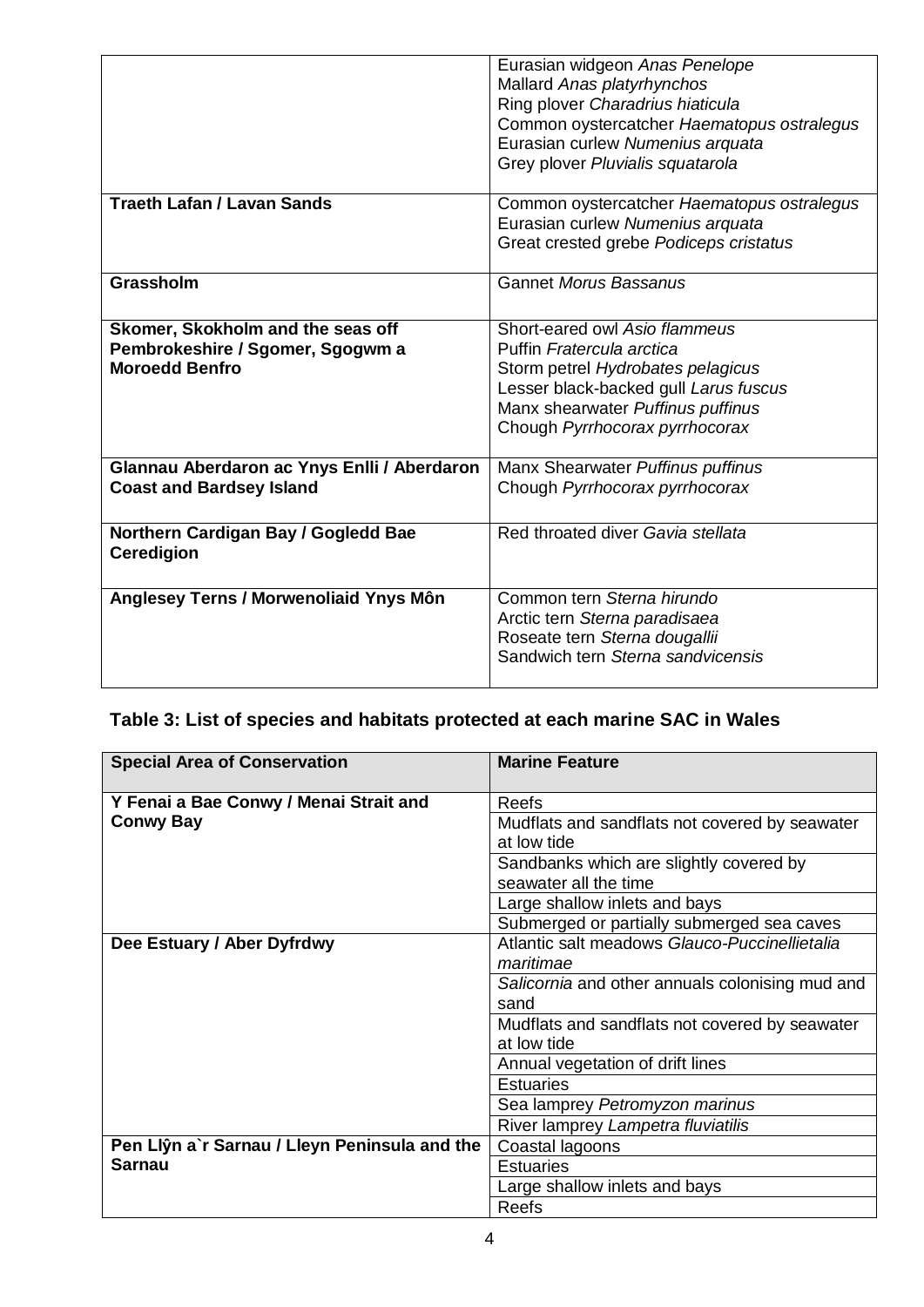| | |
|---|---|
| | Eurasian widgeon *Anas Penelope*<br>Mallard *Anas platyrhynchos*<br>Ring plover *Charadrius hiaticula*<br>Common oystercatcher *Haematopus ostralegus*<br>Eurasian curlew *Numenius arquata*<br>Grey plover *Pluvialis squatarola* |
| **Traeth Lafan / Lavan Sands** | Common oystercatcher *Haematopus ostralegus*<br>Eurasian curlew *Numenius arquata*<br>Great crested grebe *Podiceps cristatus* |
| **Grassholm** | Gannet *Morus Bassanus* |
| **Skomer, Skokholm and the seas off Pembrokeshire / Sgomer, Sgogwm a Moroedd Benfro** | Short-eared owl *Asio flammeus*<br>Puffin *Fratercula arctica*<br>Storm petrel *Hydrobates pelagicus*<br>Lesser black-backed gull *Larus fuscus*<br>Manx shearwater *Puffinus puffinus*<br>Chough *Pyrrhocorax pyrrhocorax* |
| **Glannau Aberdaron ac Ynys Enlli / Aberdaron Coast and Bardsey Island** | Manx Shearwater *Puffinus puffinus*<br>Chough *Pyrrhocorax pyrrhocorax* |
| **Northern Cardigan Bay / Gogledd Bae Ceredigion** | Red throated diver *Gavia stellata* |
| **Anglesey Terns / Morwenoliaid Ynys Môn** | Common tern *Sterna hirundo*<br>Arctic tern *Sterna paradisaea*<br>Roseate tern *Sterna dougallii*<br>Sandwich tern *Sterna sandvicensis* |

## Table 3: List of species and habitats protected at each marine SAC in Wales

| Special Area of Conservation | Marine Feature |
|---|---|
| **Y Fenai a Bae Conwy / Menai Strait and Conwy Bay** | Reefs |
| | Mudflats and sandflats not covered by seawater at low tide |
| | Sandbanks which are slightly covered by seawater all the time |
| | Large shallow inlets and bays |
| | Submerged or partially submerged sea caves |
| **Dee Estuary / Aber Dyfrdwy** | Atlantic salt meadows *Glauco-Puccinellietalia maritimae* |
| | *Salicornia* and other annuals colonising mud and sand |
| | Mudflats and sandflats not covered by seawater at low tide |
| | Annual vegetation of drift lines |
| | Estuaries |
| | Sea lamprey *Petromyzon marinus* |
| | River lamprey *Lampetra fluviatilis* |
| **Pen Llŷn a`r Sarnau / Lleyn Peninsula and the Sarnau** | Coastal lagoons |
| | Estuaries |
| | Large shallow inlets and bays |
| | Reefs |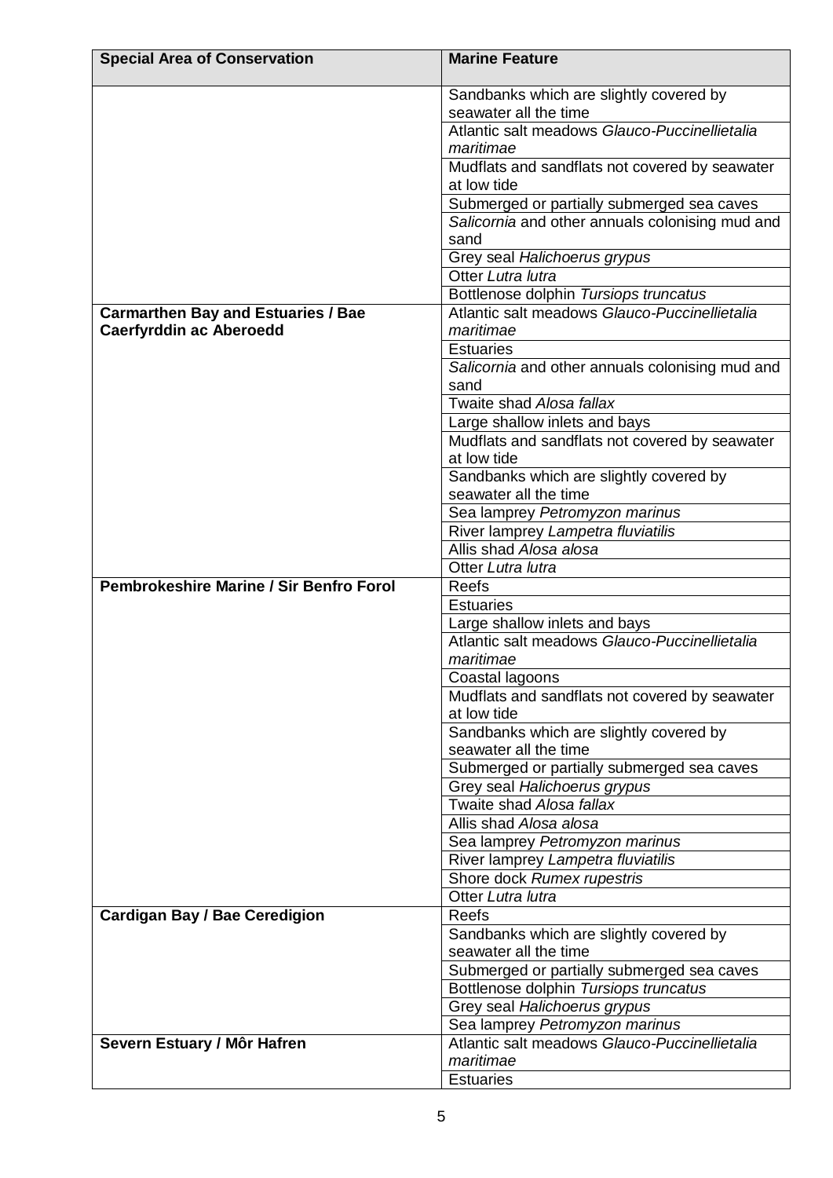| Special Area of Conservation | Marine Feature |
|---|---|
| | Sandbanks which are slightly covered by seawater all the time |
| | Atlantic salt meadows *Glauco-Puccinellietalia maritimae* |
| | Mudflats and sandflats not covered by seawater at low tide |
| | Submerged or partially submerged sea caves |
| | *Salicornia* and other annuals colonising mud and sand |
| | Grey seal *Halichoerus grypus* |
| | Otter *Lutra lutra* |
| | Bottlenose dolphin *Tursiops truncatus* |
| **Carmarthen Bay and Estuaries / Bae Caerfyrddin ac Aberoedd** | Atlantic salt meadows *Glauco-Puccinellietalia maritimae* |
| | Estuaries |
| | *Salicornia* and other annuals colonising mud and sand |
| | Twaite shad *Alosa fallax* |
| | Large shallow inlets and bays |
| | Mudflats and sandflats not covered by seawater at low tide |
| | Sandbanks which are slightly covered by seawater all the time |
| | Sea lamprey *Petromyzon marinus* |
| | River lamprey *Lampetra fluviatilis* |
| | Allis shad *Alosa alosa* |
| | Otter *Lutra lutra* |
| **Pembrokeshire Marine / Sir Benfro Forol** | Reefs |
| | Estuaries |
| | Large shallow inlets and bays |
| | Atlantic salt meadows *Glauco-Puccinellietalia maritimae* |
| | Coastal lagoons |
| | Mudflats and sandflats not covered by seawater at low tide |
| | Sandbanks which are slightly covered by seawater all the time |
| | Submerged or partially submerged sea caves |
| | Grey seal *Halichoerus grypus* |
| | Twaite shad *Alosa fallax* |
| | Allis shad *Alosa alosa* |
| | Sea lamprey *Petromyzon marinus* |
| | River lamprey *Lampetra fluviatilis* |
| | Shore dock *Rumex rupestris* |
| | Otter *Lutra lutra* |
| **Cardigan Bay / Bae Ceredigion** | Reefs |
| | Sandbanks which are slightly covered by seawater all the time |
| | Submerged or partially submerged sea caves |
| | Bottlenose dolphin *Tursiops truncatus* |
| | Grey seal *Halichoerus grypus* |
| | Sea lamprey *Petromyzon marinus* |
| **Severn Estuary / Môr Hafren** | Atlantic salt meadows *Glauco-Puccinellietalia maritimae* |
| | Estuaries |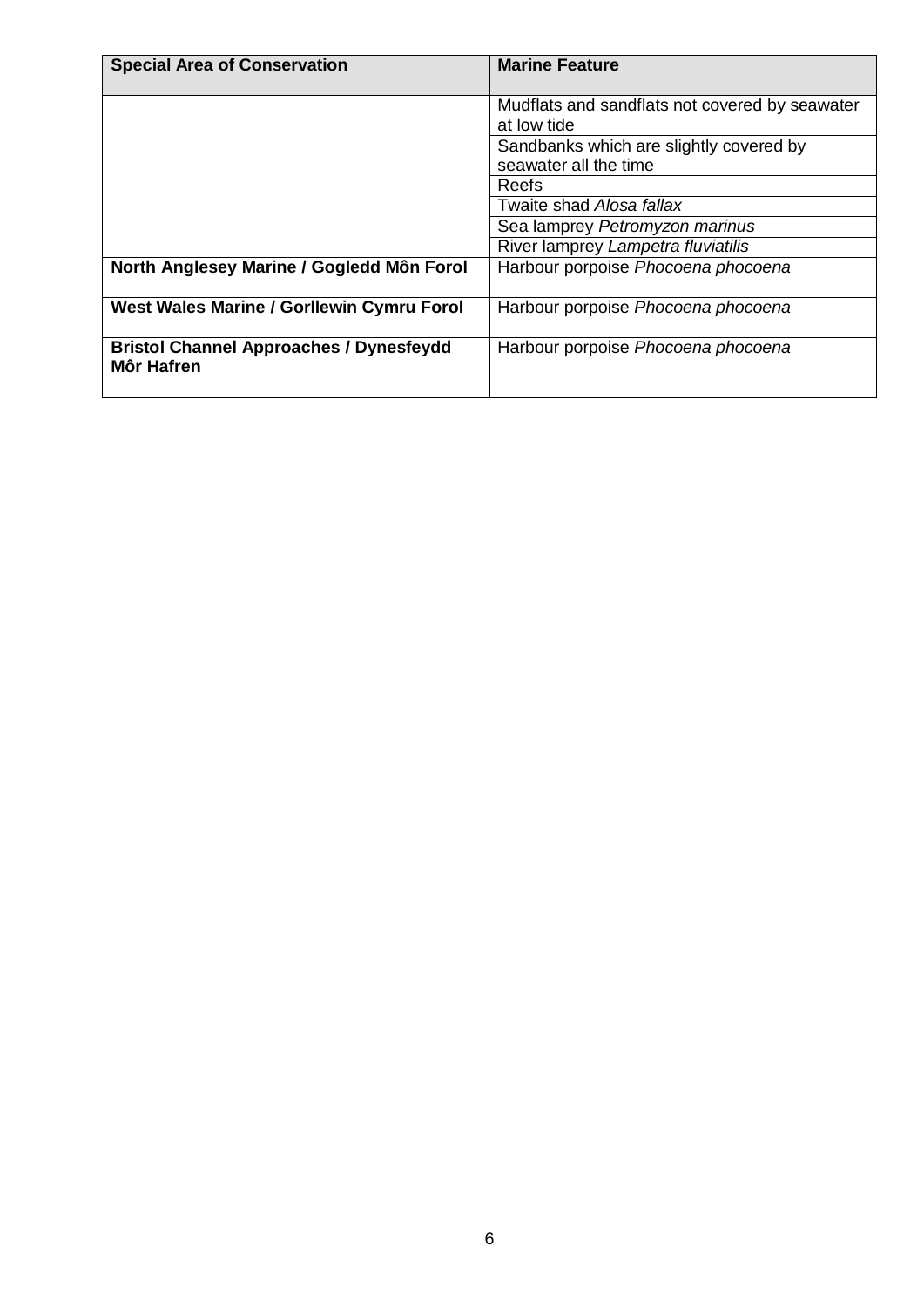| Special Area of Conservation | Marine Feature |
| --- | --- |
| | Mudflats and sandflats not covered by seawater at low tide |
| | Sandbanks which are slightly covered by seawater all the time |
| | Reefs |
| | Twaite shad *Alosa fallax* |
| | Sea lamprey *Petromyzon marinus* |
| | River lamprey *Lampetra fluviatilis* |
| **North Anglesey Marine / Gogledd Môn Forol** | Harbour porpoise *Phocoena phocoena* |
| **West Wales Marine / Gorllewin Cymru Forol** | Harbour porpoise *Phocoena phocoena* |
| **Bristol Channel Approaches / Dynesfeydd Môr Hafren** | Harbour porpoise *Phocoena phocoena* |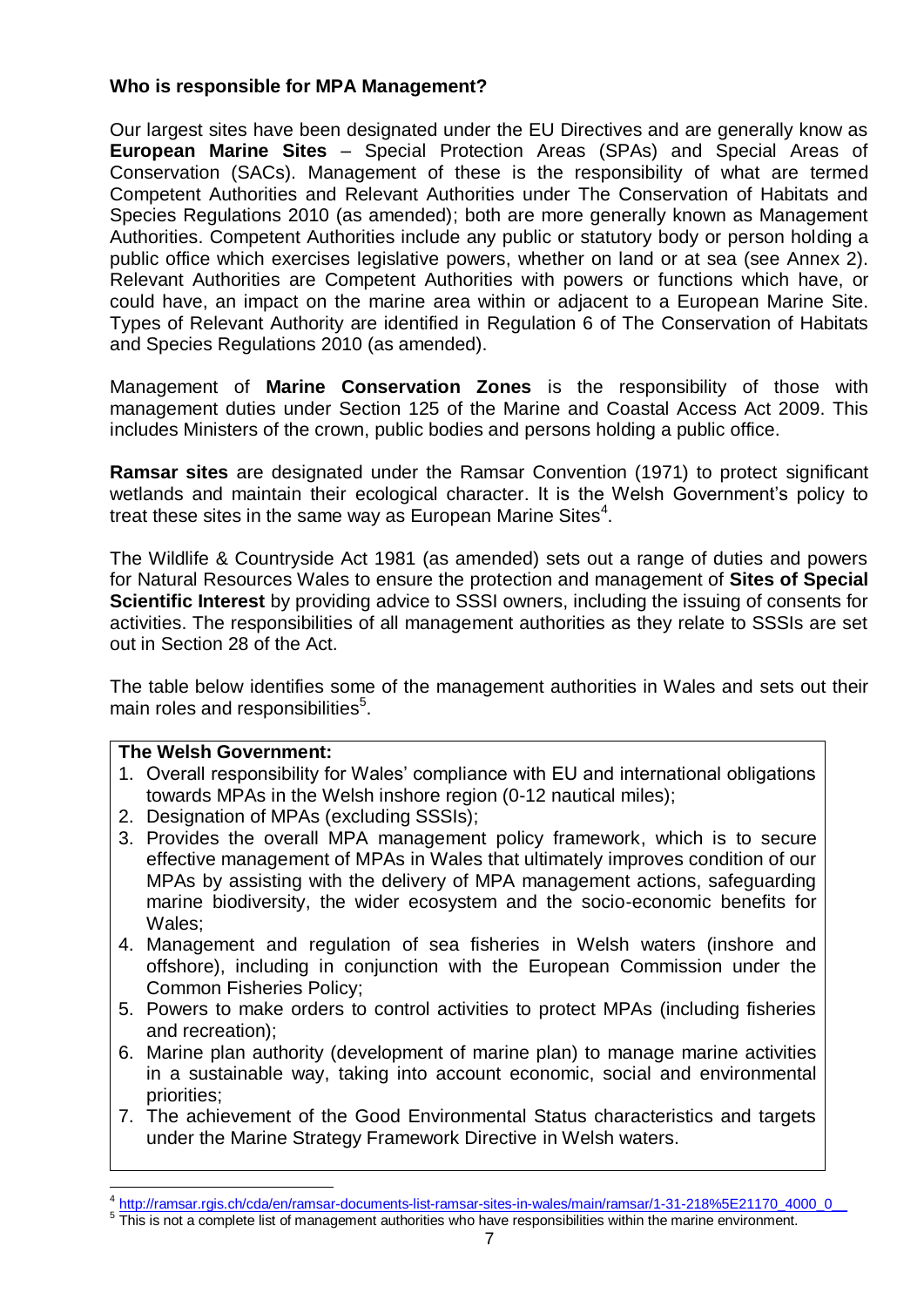### Who is responsible for MPA Management?

Our largest sites have been designated under the EU Directives and are generally know as **European Marine Sites** – Special Protection Areas (SPAs) and Special Areas of Conservation (SACs). Management of these is the responsibility of what are termed Competent Authorities and Relevant Authorities under The Conservation of Habitats and Species Regulations 2010 (as amended); both are more generally known as Management Authorities. Competent Authorities include any public or statutory body or person holding a public office which exercises legislative powers, whether on land or at sea (see Annex 2). Relevant Authorities are Competent Authorities with powers or functions which have, or could have, an impact on the marine area within or adjacent to a European Marine Site. Types of Relevant Authority are identified in Regulation 6 of The Conservation of Habitats and Species Regulations 2010 (as amended).

Management of **Marine Conservation Zones** is the responsibility of those with management duties under Section 125 of the Marine and Coastal Access Act 2009. This includes Ministers of the crown, public bodies and persons holding a public office.

**Ramsar sites** are designated under the Ramsar Convention (1971) to protect significant wetlands and maintain their ecological character. It is the Welsh Government's policy to treat these sites in the same way as European Marine Sites[4].

The Wildlife & Countryside Act 1981 (as amended) sets out a range of duties and powers for Natural Resources Wales to ensure the protection and management of **Sites of Special Scientific Interest** by providing advice to SSSI owners, including the issuing of consents for activities. The responsibilities of all management authorities as they relate to SSSIs are set out in Section 28 of the Act.

The table below identifies some of the management authorities in Wales and sets out their main roles and responsibilities[5].

| **The Welsh Government:** |
| --- |
| 1. Overall responsibility for Wales' compliance with EU and international obligations towards MPAs in the Welsh inshore region (0-12 nautical miles);<br>2. Designation of MPAs (excluding SSSIs);<br>3. Provides the overall MPA management policy framework, which is to secure effective management of MPAs in Wales that ultimately improves condition of our MPAs by assisting with the delivery of MPA management actions, safeguarding marine biodiversity, the wider ecosystem and the socio-economic benefits for Wales;<br>4. Management and regulation of sea fisheries in Welsh waters (inshore and offshore), including in conjunction with the European Commission under the Common Fisheries Policy;<br>5. Powers to make orders to control activities to protect MPAs (including fisheries and recreation);<br>6. Marine plan authority (development of marine plan) to manage marine activities in a sustainable way, taking into account economic, social and environmental priorities;<br>7. The achievement of the Good Environmental Status characteristics and targets under the Marine Strategy Framework Directive in Welsh waters. |

[4] http://ramsar.rgis.ch/cda/en/ramsar-documents-list-ramsar-sites-in-wales/main/ramsar/1-31-218%5E21170_4000_0__

[5] This is not a complete list of management authorities who have responsibilities within the marine environment.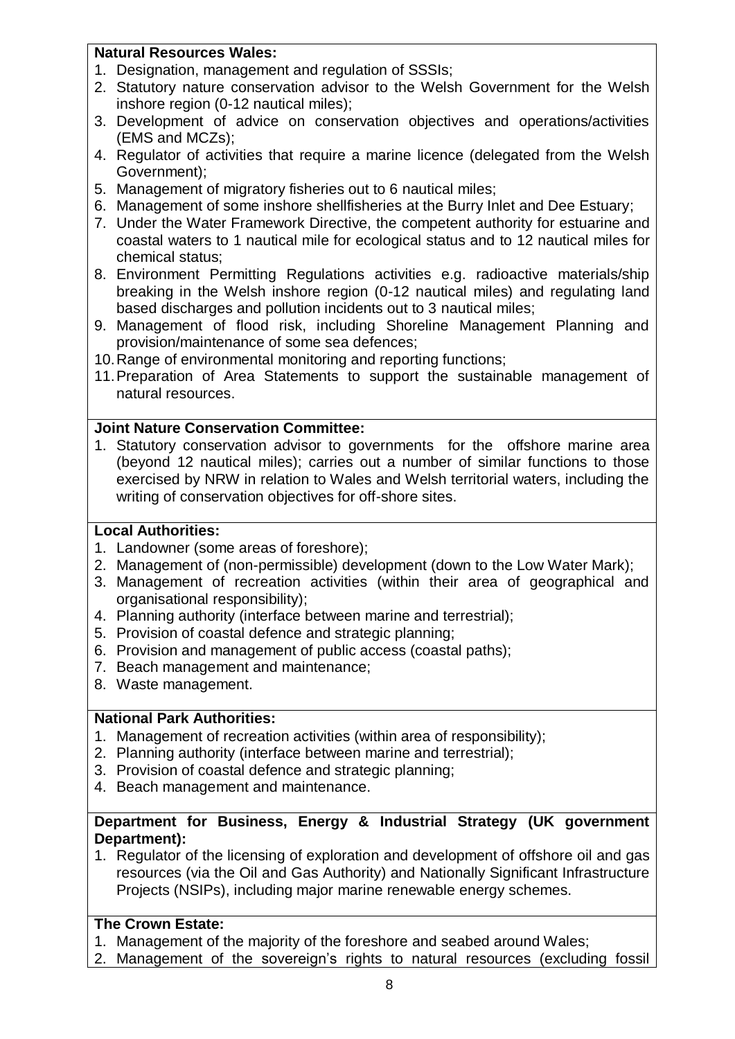**Natural Resources Wales:**

1. Designation, management and regulation of SSSIs;
2. Statutory nature conservation advisor to the Welsh Government for the Welsh inshore region (0-12 nautical miles);
3. Development of advice on conservation objectives and operations/activities (EMS and MCZs);
4. Regulator of activities that require a marine licence (delegated from the Welsh Government);
5. Management of migratory fisheries out to 6 nautical miles;
6. Management of some inshore shellfisheries at the Burry Inlet and Dee Estuary;
7. Under the Water Framework Directive, the competent authority for estuarine and coastal waters to 1 nautical mile for ecological status and to 12 nautical miles for chemical status;
8. Environment Permitting Regulations activities e.g. radioactive materials/ship breaking in the Welsh inshore region (0-12 nautical miles) and regulating land based discharges and pollution incidents out to 3 nautical miles;
9. Management of flood risk, including Shoreline Management Planning and provision/maintenance of some sea defences;
10. Range of environmental monitoring and reporting functions;
11. Preparation of Area Statements to support the sustainable management of natural resources.

**Joint Nature Conservation Committee:**

1. Statutory conservation advisor to governments for the offshore marine area (beyond 12 nautical miles); carries out a number of similar functions to those exercised by NRW in relation to Wales and Welsh territorial waters, including the writing of conservation objectives for off-shore sites.

**Local Authorities:**

1. Landowner (some areas of foreshore);
2. Management of (non-permissible) development (down to the Low Water Mark);
3. Management of recreation activities (within their area of geographical and organisational responsibility);
4. Planning authority (interface between marine and terrestrial);
5. Provision of coastal defence and strategic planning;
6. Provision and management of public access (coastal paths);
7. Beach management and maintenance;
8. Waste management.

**National Park Authorities:**

1. Management of recreation activities (within area of responsibility);
2. Planning authority (interface between marine and terrestrial);
3. Provision of coastal defence and strategic planning;
4. Beach management and maintenance.

**Department for Business, Energy & Industrial Strategy (UK government Department):**

1. Regulator of the licensing of exploration and development of offshore oil and gas resources (via the Oil and Gas Authority) and Nationally Significant Infrastructure Projects (NSIPs), including major marine renewable energy schemes.

**The Crown Estate:**

1. Management of the majority of the foreshore and seabed around Wales;
2. Management of the sovereign's rights to natural resources (excluding fossil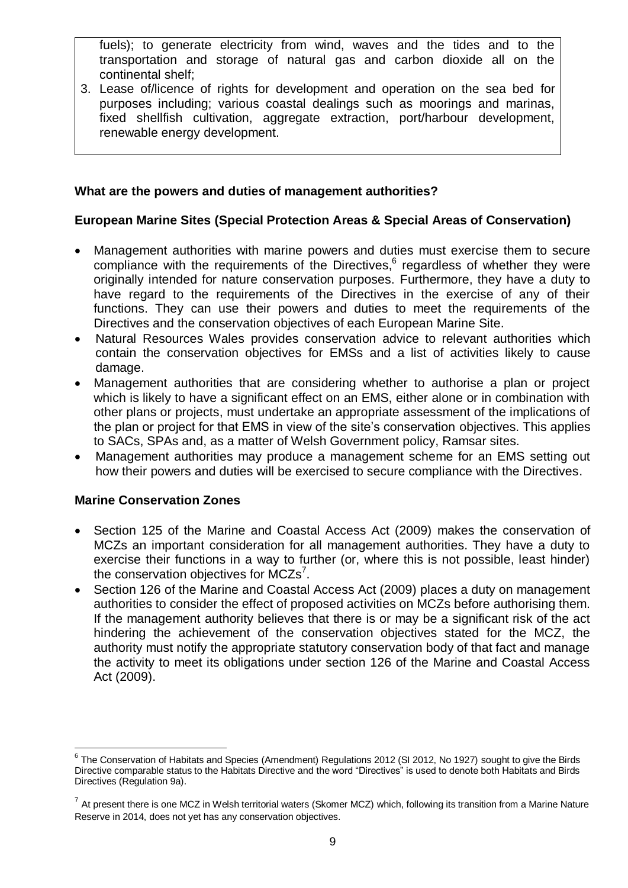fuels); to generate electricity from wind, waves and the tides and to the transportation and storage of natural gas and carbon dioxide all on the continental shelf;

3. Lease of/licence of rights for development and operation on the sea bed for purposes including; various coastal dealings such as moorings and marinas, fixed shellfish cultivation, aggregate extraction, port/harbour development, renewable energy development.

### What are the powers and duties of management authorities?

### European Marine Sites (Special Protection Areas & Special Areas of Conservation)

- Management authorities with marine powers and duties must exercise them to secure compliance with the requirements of the Directives,[6] regardless of whether they were originally intended for nature conservation purposes. Furthermore, they have a duty to have regard to the requirements of the Directives in the exercise of any of their functions. They can use their powers and duties to meet the requirements of the Directives and the conservation objectives of each European Marine Site.
- Natural Resources Wales provides conservation advice to relevant authorities which contain the conservation objectives for EMSs and a list of activities likely to cause damage.
- Management authorities that are considering whether to authorise a plan or project which is likely to have a significant effect on an EMS, either alone or in combination with other plans or projects, must undertake an appropriate assessment of the implications of the plan or project for that EMS in view of the site's conservation objectives. This applies to SACs, SPAs and, as a matter of Welsh Government policy, Ramsar sites.
- Management authorities may produce a management scheme for an EMS setting out how their powers and duties will be exercised to secure compliance with the Directives.

### Marine Conservation Zones

- Section 125 of the Marine and Coastal Access Act (2009) makes the conservation of MCZs an important consideration for all management authorities. They have a duty to exercise their functions in a way to further (or, where this is not possible, least hinder) the conservation objectives for MCZs[7].
- Section 126 of the Marine and Coastal Access Act (2009) places a duty on management authorities to consider the effect of proposed activities on MCZs before authorising them. If the management authority believes that there is or may be a significant risk of the act hindering the achievement of the conservation objectives stated for the MCZ, the authority must notify the appropriate statutory conservation body of that fact and manage the activity to meet its obligations under section 126 of the Marine and Coastal Access Act (2009).

---

[6] The Conservation of Habitats and Species (Amendment) Regulations 2012 (SI 2012, No 1927) sought to give the Birds Directive comparable status to the Habitats Directive and the word "Directives" is used to denote both Habitats and Birds Directives (Regulation 9a).

[7] At present there is one MCZ in Welsh territorial waters (Skomer MCZ) which, following its transition from a Marine Nature Reserve in 2014, does not yet has any conservation objectives.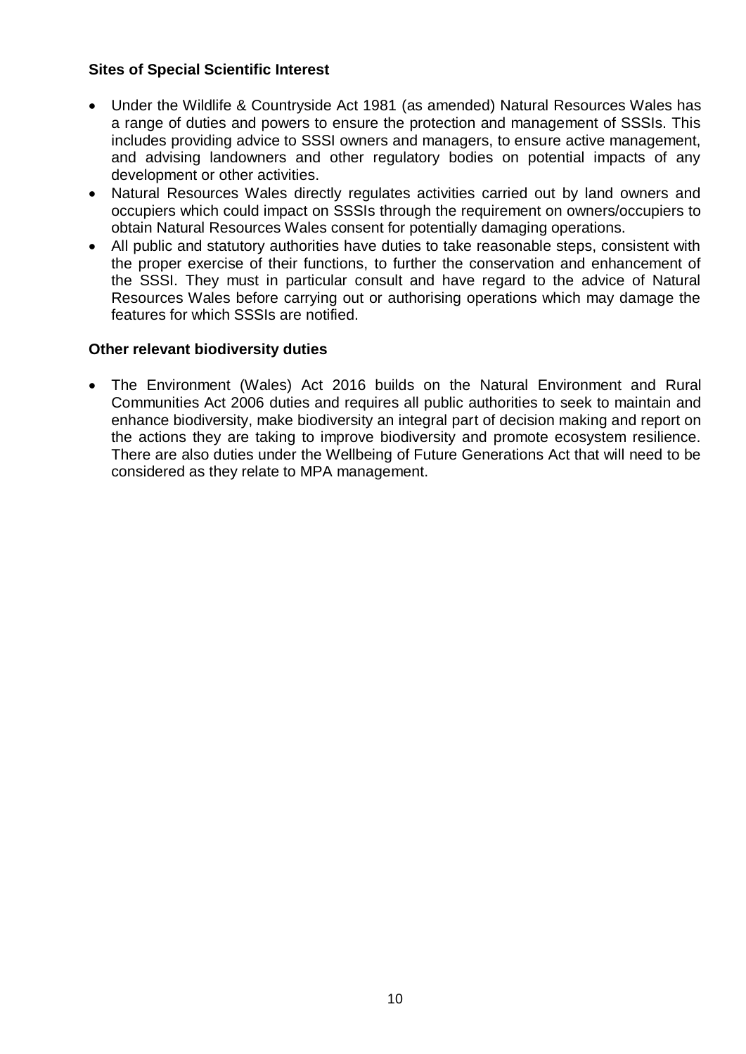**Sites of Special Scientific Interest**

- Under the Wildlife & Countryside Act 1981 (as amended) Natural Resources Wales has a range of duties and powers to ensure the protection and management of SSSIs. This includes providing advice to SSSI owners and managers, to ensure active management, and advising landowners and other regulatory bodies on potential impacts of any development or other activities.
- Natural Resources Wales directly regulates activities carried out by land owners and occupiers which could impact on SSSIs through the requirement on owners/occupiers to obtain Natural Resources Wales consent for potentially damaging operations.
- All public and statutory authorities have duties to take reasonable steps, consistent with the proper exercise of their functions, to further the conservation and enhancement of the SSSI. They must in particular consult and have regard to the advice of Natural Resources Wales before carrying out or authorising operations which may damage the features for which SSSIs are notified.

**Other relevant biodiversity duties**

- The Environment (Wales) Act 2016 builds on the Natural Environment and Rural Communities Act 2006 duties and requires all public authorities to seek to maintain and enhance biodiversity, make biodiversity an integral part of decision making and report on the actions they are taking to improve biodiversity and promote ecosystem resilience. There are also duties under the Wellbeing of Future Generations Act that will need to be considered as they relate to MPA management.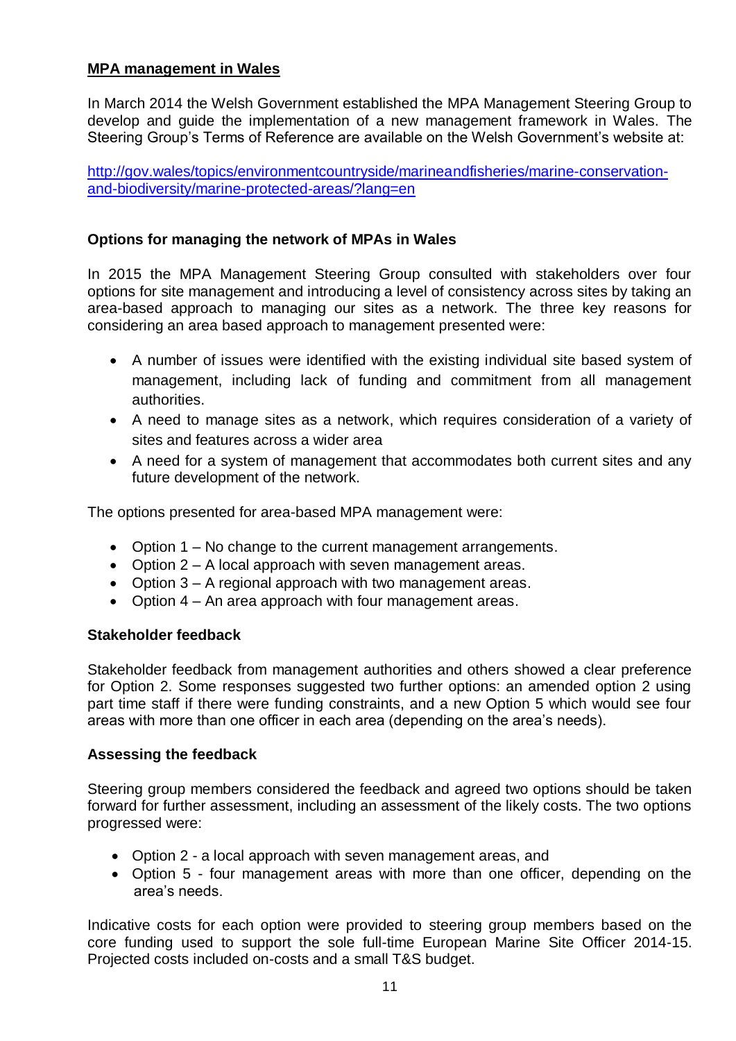## MPA management in Wales

In March 2014 the Welsh Government established the MPA Management Steering Group to develop and guide the implementation of a new management framework in Wales. The Steering Group's Terms of Reference are available on the Welsh Government's website at:

[http://gov.wales/topics/environmentcountryside/marineandfisheries/marine-conservation-and-biodiversity/marine-protected-areas/?lang=en](http://gov.wales/topics/environmentcountryside/marineandfisheries/marine-conservation-and-biodiversity/marine-protected-areas/?lang=en)

### Options for managing the network of MPAs in Wales

In 2015 the MPA Management Steering Group consulted with stakeholders over four options for site management and introducing a level of consistency across sites by taking an area-based approach to managing our sites as a network. The three key reasons for considering an area based approach to management presented were:

- A number of issues were identified with the existing individual site based system of management, including lack of funding and commitment from all management authorities.
- A need to manage sites as a network, which requires consideration of a variety of sites and features across a wider area
- A need for a system of management that accommodates both current sites and any future development of the network.

The options presented for area-based MPA management were:

- Option 1 – No change to the current management arrangements.
- Option 2 – A local approach with seven management areas.
- Option 3 – A regional approach with two management areas.
- Option 4 – An area approach with four management areas.

### Stakeholder feedback

Stakeholder feedback from management authorities and others showed a clear preference for Option 2. Some responses suggested two further options: an amended option 2 using part time staff if there were funding constraints, and a new Option 5 which would see four areas with more than one officer in each area (depending on the area's needs).

### Assessing the feedback

Steering group members considered the feedback and agreed two options should be taken forward for further assessment, including an assessment of the likely costs. The two options progressed were:

- Option 2 - a local approach with seven management areas, and
- Option 5 - four management areas with more than one officer, depending on the area's needs.

Indicative costs for each option were provided to steering group members based on the core funding used to support the sole full-time European Marine Site Officer 2014-15. Projected costs included on-costs and a small T&S budget.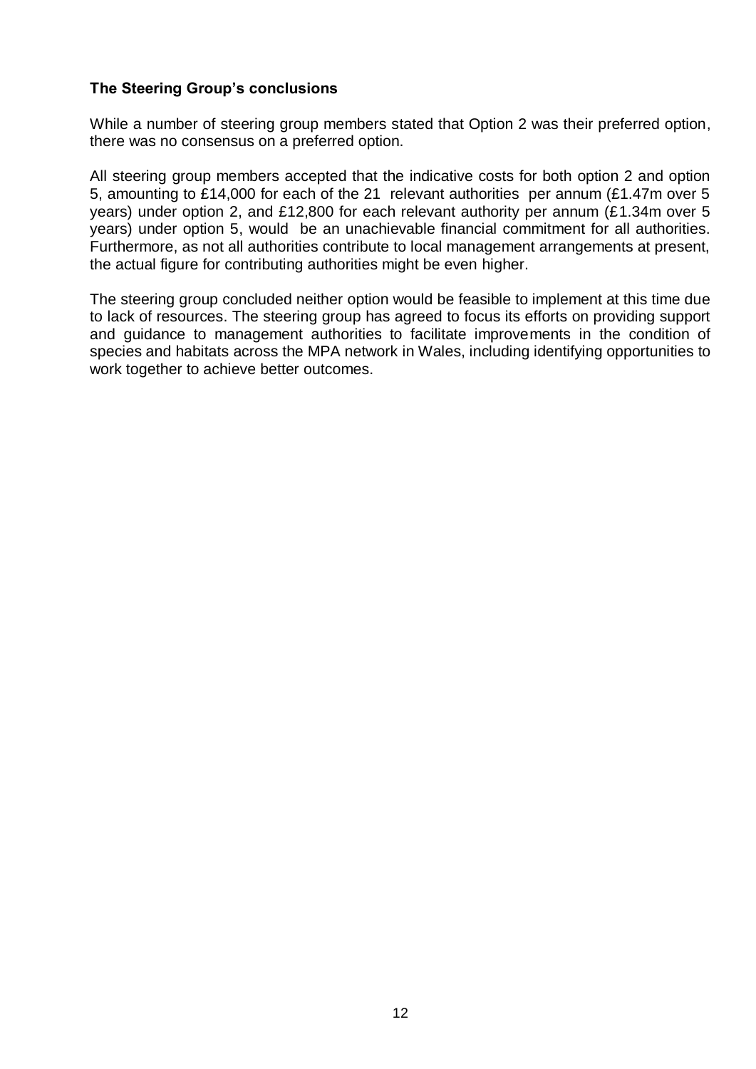**The Steering Group's conclusions**

While a number of steering group members stated that Option 2 was their preferred option, there was no consensus on a preferred option.

All steering group members accepted that the indicative costs for both option 2 and option 5, amounting to £14,000 for each of the 21 relevant authorities per annum (£1.47m over 5 years) under option 2, and £12,800 for each relevant authority per annum (£1.34m over 5 years) under option 5, would be an unachievable financial commitment for all authorities. Furthermore, as not all authorities contribute to local management arrangements at present, the actual figure for contributing authorities might be even higher.

The steering group concluded neither option would be feasible to implement at this time due to lack of resources. The steering group has agreed to focus its efforts on providing support and guidance to management authorities to facilitate improvements in the condition of species and habitats across the MPA network in Wales, including identifying opportunities to work together to achieve better outcomes.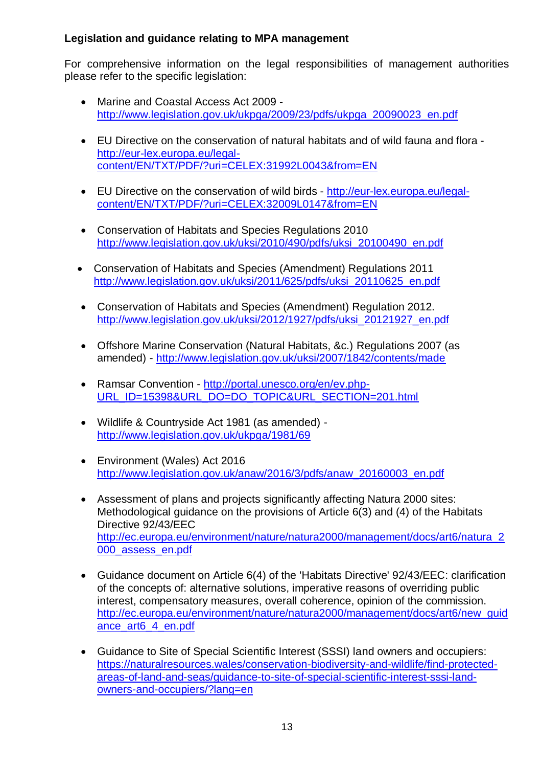**Legislation and guidance relating to MPA management**

For comprehensive information on the legal responsibilities of management authorities please refer to the specific legislation:

- Marine and Coastal Access Act 2009 - http://www.legislation.gov.uk/ukpga/2009/23/pdfs/ukpga_20090023_en.pdf
- EU Directive on the conservation of natural habitats and of wild fauna and flora - http://eur-lex.europa.eu/legal-content/EN/TXT/PDF/?uri=CELEX:31992L0043&from=EN
- EU Directive on the conservation of wild birds - http://eur-lex.europa.eu/legal-content/EN/TXT/PDF/?uri=CELEX:32009L0147&from=EN
- Conservation of Habitats and Species Regulations 2010 http://www.legislation.gov.uk/uksi/2010/490/pdfs/uksi_20100490_en.pdf
- Conservation of Habitats and Species (Amendment) Regulations 2011 http://www.legislation.gov.uk/uksi/2011/625/pdfs/uksi_20110625_en.pdf
- Conservation of Habitats and Species (Amendment) Regulation 2012. http://www.legislation.gov.uk/uksi/2012/1927/pdfs/uksi_20121927_en.pdf
- Offshore Marine Conservation (Natural Habitats, &c.) Regulations 2007 (as amended) - http://www.legislation.gov.uk/uksi/2007/1842/contents/made
- Ramsar Convention - http://portal.unesco.org/en/ev.php-URL_ID=15398&URL_DO=DO_TOPIC&URL_SECTION=201.html
- Wildlife & Countryside Act 1981 (as amended) - http://www.legislation.gov.uk/ukpga/1981/69
- Environment (Wales) Act 2016 http://www.legislation.gov.uk/anaw/2016/3/pdfs/anaw_20160003_en.pdf
- Assessment of plans and projects significantly affecting Natura 2000 sites: Methodological guidance on the provisions of Article 6(3) and (4) of the Habitats Directive 92/43/EEC http://ec.europa.eu/environment/nature/natura2000/management/docs/art6/natura_2000_assess_en.pdf
- Guidance document on Article 6(4) of the 'Habitats Directive' 92/43/EEC: clarification of the concepts of: alternative solutions, imperative reasons of overriding public interest, compensatory measures, overall coherence, opinion of the commission. http://ec.europa.eu/environment/nature/natura2000/management/docs/art6/new_guidance_art6_4_en.pdf
- Guidance to Site of Special Scientific Interest (SSSI) land owners and occupiers: https://naturalresources.wales/conservation-biodiversity-and-wildlife/find-protected-areas-of-land-and-seas/guidance-to-site-of-special-scientific-interest-sssi-land-owners-and-occupiers/?lang=en